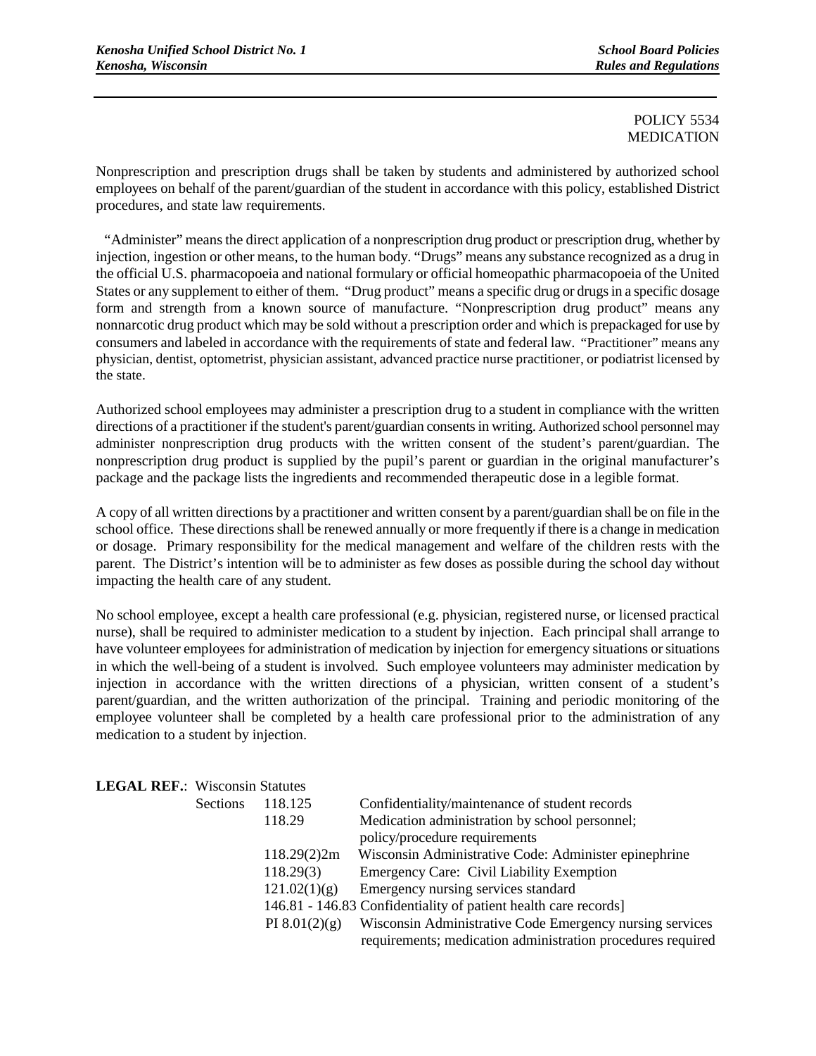POLICY 5534
MEDICATION

Nonprescription and prescription drugs shall be taken by students and administered by authorized school employees on behalf of the parent/guardian of the student in accordance with this policy, established District procedures, and state law requirements.

"Administer" means the direct application of a nonprescription drug product or prescription drug, whether by injection, ingestion or other means, to the human body. "Drugs" means any substance recognized as a drug in the official U.S. pharmacopoeia and national formulary or official homeopathic pharmacopoeia of the United States or any supplement to either of them. "Drug product" means a specific drug or drugs in a specific dosage form and strength from a known source of manufacture. "Nonprescription drug product" means any nonnarcotic drug product which may be sold without a prescription order and which is prepackaged for use by consumers and labeled in accordance with the requirements of state and federal law. "Practitioner" means any physician, dentist, optometrist, physician assistant, advanced practice nurse practitioner, or podiatrist licensed by the state.

Authorized school employees may administer a prescription drug to a student in compliance with the written directions of a practitioner if the student's parent/guardian consents in writing. Authorized school personnel may administer nonprescription drug products with the written consent of the student's parent/guardian. The nonprescription drug product is supplied by the pupil's parent or guardian in the original manufacturer's package and the package lists the ingredients and recommended therapeutic dose in a legible format.

A copy of all written directions by a practitioner and written consent by a parent/guardian shall be on file in the school office. These directions shall be renewed annually or more frequently if there is a change in medication or dosage. Primary responsibility for the medical management and welfare of the children rests with the parent. The District's intention will be to administer as few doses as possible during the school day without impacting the health care of any student.

No school employee, except a health care professional (e.g. physician, registered nurse, or licensed practical nurse), shall be required to administer medication to a student by injection. Each principal shall arrange to have volunteer employees for administration of medication by injection for emergency situations or situations in which the well-being of a student is involved. Such employee volunteers may administer medication by injection in accordance with the written directions of a physician, written consent of a student's parent/guardian, and the written authorization of the principal. Training and periodic monitoring of the employee volunteer shall be completed by a health care professional prior to the administration of any medication to a student by injection.

**LEGAL REF.**: Wisconsin Statutes

| Sections | | |
|---|---|---|
| | 118.125 | Confidentiality/maintenance of student records |
| | 118.29 | Medication administration by school personnel; policy/procedure requirements |
| | 118.29(2)2m | Wisconsin Administrative Code: Administer epinephrine |
| | 118.29(3) | Emergency Care: Civil Liability Exemption |
| | 121.02(1)(g) | Emergency nursing services standard |
| | 146.81 - 146.83 | Confidentiality of patient health care records] |
| | PI 8.01(2)(g) | Wisconsin Administrative Code Emergency nursing services requirements; medication administration procedures required |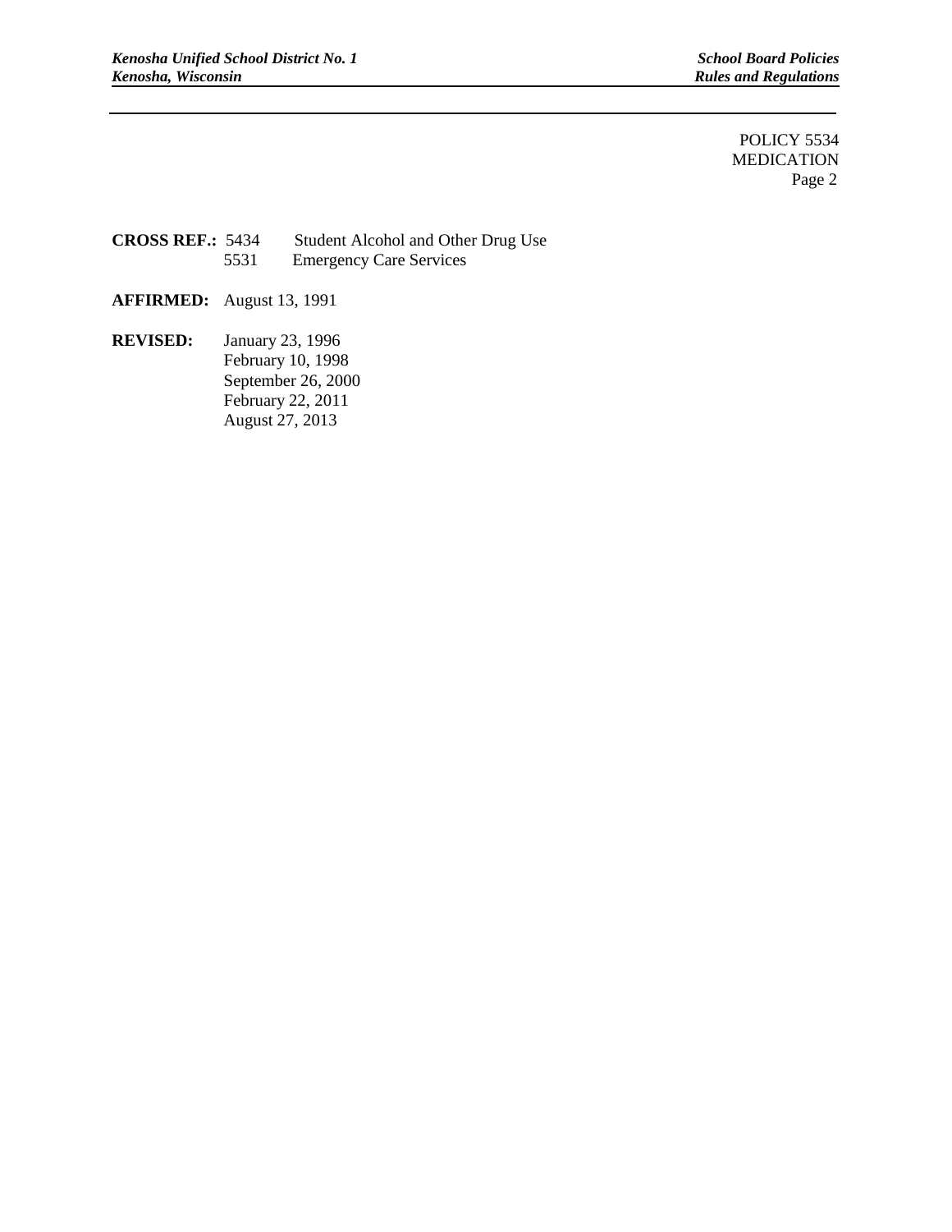POLICY 5534
MEDICATION
Page 2

**CROSS REF.:** 5434 Student Alcohol and Other Drug Use
5531 Emergency Care Services

**AFFIRMED:** August 13, 1991

**REVISED:** January 23, 1996
February 10, 1998
September 26, 2000
February 22, 2011
August 27, 2013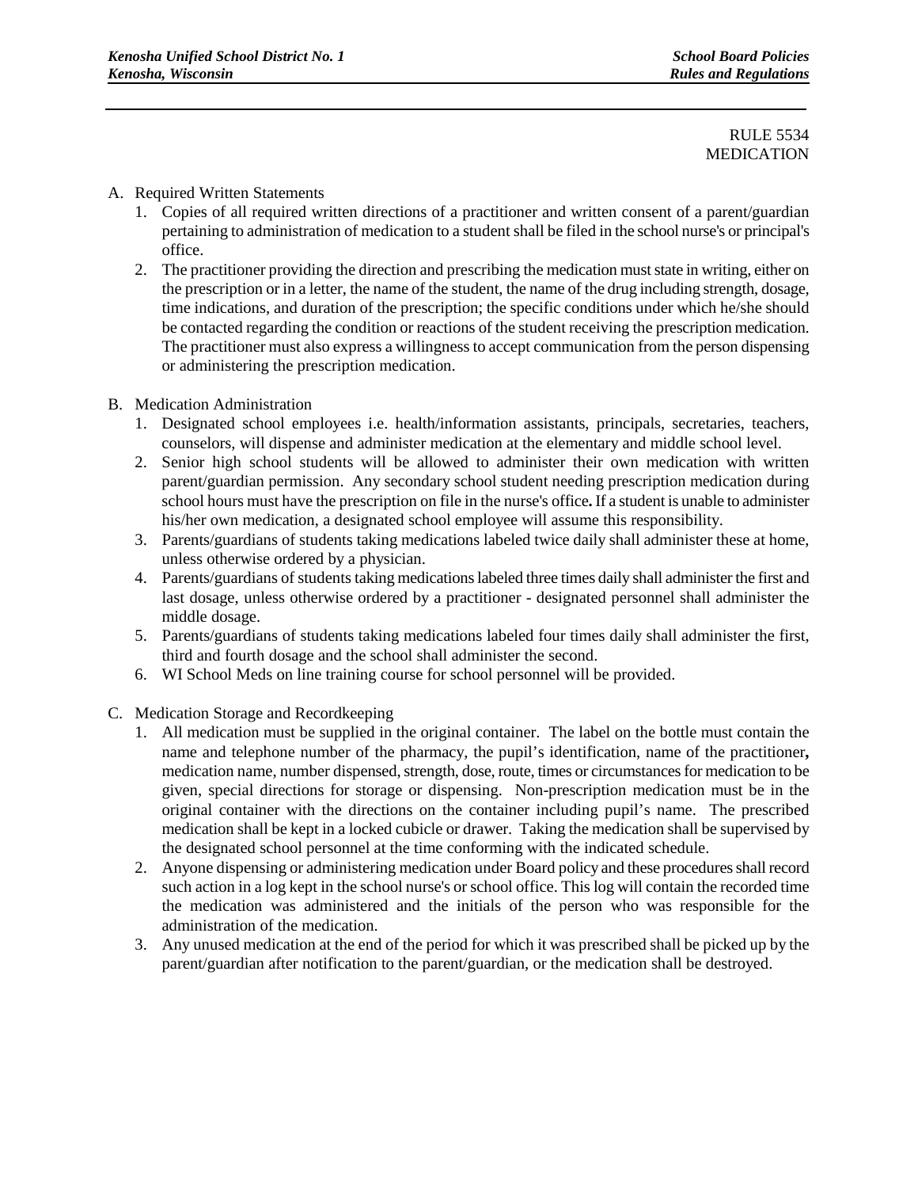RULE 5534
MEDICATION

A. Required Written Statements
   1. Copies of all required written directions of a practitioner and written consent of a parent/guardian pertaining to administration of medication to a student shall be filed in the school nurse's or principal's office.
   2. The practitioner providing the direction and prescribing the medication must state in writing, either on the prescription or in a letter, the name of the student, the name of the drug including strength, dosage, time indications, and duration of the prescription; the specific conditions under which he/she should be contacted regarding the condition or reactions of the student receiving the prescription medication. The practitioner must also express a willingness to accept communication from the person dispensing or administering the prescription medication.

B. Medication Administration
   1. Designated school employees i.e. health/information assistants, principals, secretaries, teachers, counselors, will dispense and administer medication at the elementary and middle school level.
   2. Senior high school students will be allowed to administer their own medication with written parent/guardian permission. Any secondary school student needing prescription medication during school hours must have the prescription on file in the nurse's office**.** If a student is unable to administer his/her own medication, a designated school employee will assume this responsibility.
   3. Parents/guardians of students taking medications labeled twice daily shall administer these at home, unless otherwise ordered by a physician.
   4. Parents/guardians of students taking medications labeled three times daily shall administer the first and last dosage, unless otherwise ordered by a practitioner - designated personnel shall administer the middle dosage.
   5. Parents/guardians of students taking medications labeled four times daily shall administer the first, third and fourth dosage and the school shall administer the second.
   6. WI School Meds on line training course for school personnel will be provided.

C. Medication Storage and Recordkeeping
   1. All medication must be supplied in the original container. The label on the bottle must contain the name and telephone number of the pharmacy, the pupil's identification, name of the practitioner**,** medication name, number dispensed, strength, dose, route, times or circumstances for medication to be given, special directions for storage or dispensing. Non-prescription medication must be in the original container with the directions on the container including pupil's name. The prescribed medication shall be kept in a locked cubicle or drawer. Taking the medication shall be supervised by the designated school personnel at the time conforming with the indicated schedule.
   2. Anyone dispensing or administering medication under Board policy and these procedures shall record such action in a log kept in the school nurse's or school office. This log will contain the recorded time the medication was administered and the initials of the person who was responsible for the administration of the medication.
   3. Any unused medication at the end of the period for which it was prescribed shall be picked up by the parent/guardian after notification to the parent/guardian, or the medication shall be destroyed.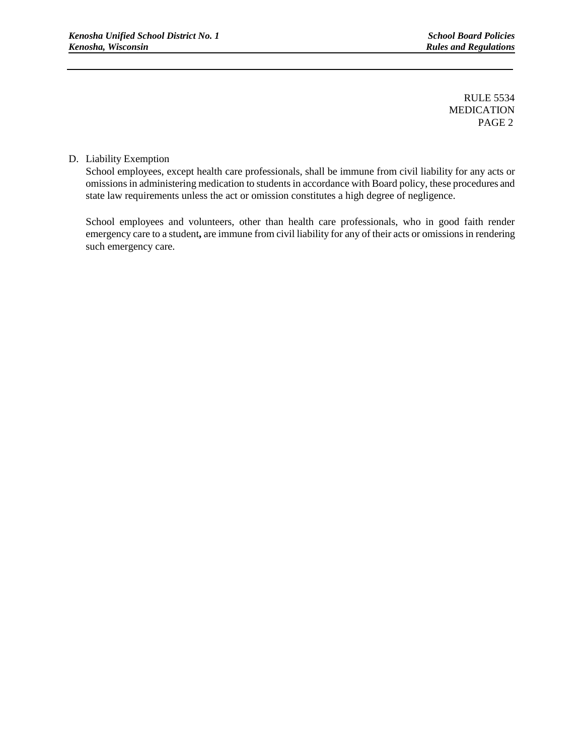D. Liability Exemption

School employees, except health care professionals, shall be immune from civil liability for any acts or omissions in administering medication to students in accordance with Board policy, these procedures and state law requirements unless the act or omission constitutes a high degree of negligence.

School employees and volunteers, other than health care professionals, who in good faith render emergency care to a student**,** are immune from civil liability for any of their acts or omissions in rendering such emergency care.